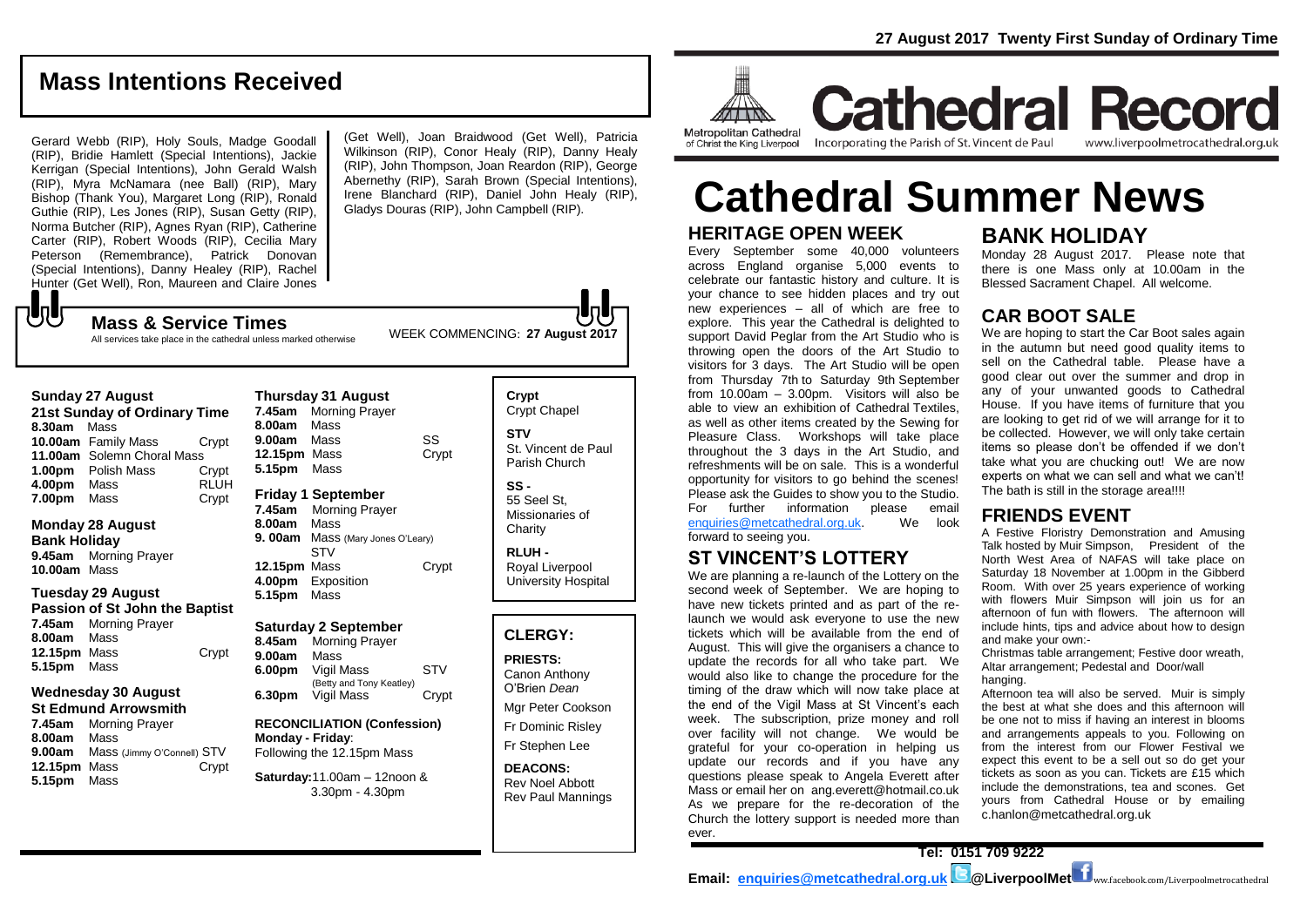27 August 2017 Twenty First Sunday of Ordinary Time

# Cathedral Record

Metropolitan Cathedral of Christ the King Liverpool — Incorporating the Parish of St. Vincent de Paul — www.liverpoolmetrocathedral.org.uk

# Cathedral Summer News

## HERITAGE OPEN WEEK

Every September some 40,000 volunteers across England organise 5,000 events to celebrate our fantastic history and culture. It is your chance to see hidden places and try out new experiences – all of which are free to explore. This year the Cathedral is delighted to support David Peglar from the Art Studio who is throwing open the doors of the Art Studio to visitors for 3 days. The Art Studio will be open from Thursday 7th to Saturday 9th September from 10.00am – 3.00pm. Visitors will also be able to view an exhibition of Cathedral Textiles, as well as other items created by the Sewing for Pleasure Class. Workshops will take place throughout the 3 days in the Art Studio, and refreshments will be on sale. This is a wonderful opportunity for visitors to go behind the scenes! Please ask the Guides to show you to the Studio. For further information please email enquiries@metcathedral.org.uk. We look forward to seeing you.

## ST VINCENT'S LOTTERY

We are planning a re-launch of the Lottery on the second week of September. We are hoping to have new tickets printed and as part of the re-launch we would ask everyone to use the new tickets which will be available from the end of August. This will give the organisers a chance to update the records for all who take part. We would also like to change the procedure for the timing of the draw which will now take place at the end of the Vigil Mass at St Vincent's each week. The subscription, prize money and roll over facility will not change. We would be grateful for your co-operation in helping us update our records and if you have any questions please speak to Angela Everett after Mass or email her on ang.everett@hotmail.co.uk As we prepare for the re-decoration of the Church the lottery support is needed more than ever.

## BANK HOLIDAY

Monday 28 August 2017. Please note that there is one Mass only at 10.00am in the Blessed Sacrament Chapel. All welcome.

## CAR BOOT SALE

We are hoping to start the Car Boot sales again in the autumn but need good quality items to sell on the Cathedral table. Please have a good clear out over the summer and drop in any of your unwanted goods to Cathedral House. If you have items of furniture that you are looking to get rid of we will arrange for it to be collected. However, we will only take certain items so please don't be offended if we don't take what you are chucking out! We are now experts on what we can sell and what we can't! The bath is still in the storage area!!!!

## FRIENDS EVENT

A Festive Floristry Demonstration and Amusing Talk hosted by Muir Simpson, President of the North West Area of NAFAS will take place on Saturday 18 November at 1.00pm in the Gibberd Room. With over 25 years experience of working with flowers Muir Simpson will join us for an afternoon of fun with flowers. The afternoon will include hints, tips and advice about how to design and make your own:-

Christmas table arrangement; Festive door wreath, Altar arrangement; Pedestal and Door/wall hanging.

Afternoon tea will also be served. Muir is simply the best at what she does and this afternoon will be one not to miss if having an interest in blooms and arrangements appeals to you. Following on from the interest from our Flower Festival we expect this event to be a sell out so do get your tickets as soon as you can. Tickets are £15 which include the demonstrations, tea and scones. Get yours from Cathedral House or by emailing c.hanlon@metcathedral.org.uk

## Mass Intentions Received

Gerard Webb (RIP), Holy Souls, Madge Goodall (RIP), Bridie Hamlett (Special Intentions), Jackie Kerrigan (Special Intentions), John Gerald Walsh (RIP), Myra McNamara (nee Ball) (RIP), Mary Bishop (Thank You), Margaret Long (RIP), Ronald Guthie (RIP), Les Jones (RIP), Susan Getty (RIP), Norma Butcher (RIP), Agnes Ryan (RIP), Catherine Carter (RIP), Robert Woods (RIP), Cecilia Mary Peterson (Remembrance), Patrick Donovan (Special Intentions), Danny Healey (RIP), Rachel Hunter (Get Well), Ron, Maureen and Claire Jones (Get Well), Joan Braidwood (Get Well), Patricia Wilkinson (RIP), Conor Healy (RIP), Danny Healy (RIP), John Thompson, Joan Reardon (RIP), George Abernethy (RIP), Sarah Brown (Special Intentions), Irene Blanchard (RIP), Daniel John Healy (RIP), Gladys Douras (RIP), John Campbell (RIP).

## Mass & Service Times

All services take place in the cathedral unless marked otherwise

WEEK COMMENCING: **27 August 2017**

### Sunday 27 August
**21st Sunday of Ordinary Time**

| | | |
|---|---|---|
| **8.30am** | Mass | |
| **10.00am** | Family Mass | Crypt |
| **11.00am** | Solemn Choral Mass | |
| **1.00pm** | Polish Mass | Crypt |
| **4.00pm** | Mass | RLUH |
| **7.00pm** | Mass | Crypt |

### Monday 28 August
**Bank Holiday**

| | | |
|---|---|---|
| **9.45am** | Morning Prayer | |
| **10.00am** | Mass | |

### Tuesday 29 August
**Passion of St John the Baptist**

| | | |
|---|---|---|
| **7.45am** | Morning Prayer | |
| **8.00am** | Mass | |
| **12.15pm** | Mass | Crypt |
| **5.15pm** | Mass | |

### Wednesday 30 August
**St Edmund Arrowsmith**

| | | |
|---|---|---|
| **7.45am** | Morning Prayer | |
| **8.00am** | Mass | |
| **9.00am** | Mass (Jimmy O'Connell) | STV |
| **12.15pm** | Mass | Crypt |
| **5.15pm** | Mass | |

### Thursday 31 August

| | | |
|---|---|---|
| **7.45am** | Morning Prayer | |
| **8.00am** | Mass | |
| **9.00am** | Mass | SS |
| **12.15pm** | Mass | Crypt |
| **5.15pm** | Mass | |

### Friday 1 September

| | | |
|---|---|---|
| **7.45am** | Morning Prayer | |
| **8.00am** | Mass | |
| **9. 00am** | Mass (Mary Jones O'Leary) | STV |
| **12.15pm** | Mass | Crypt |
| **4.00pm** | Exposition | |
| **5.15pm** | Mass | |

### Saturday 2 September

| | | |
|---|---|---|
| **8.45am** | Morning Prayer | |
| **9.00am** | Mass | |
| **6.00pm** | Vigil Mass (Betty and Tony Keatley) | STV |
| **6.30pm** | Vigil Mass | Crypt |

**RECONCILIATION (Confession)**
**Monday - Friday**: Following the 12.15pm Mass

**Saturday:** 11.00am – 12noon & 3.30pm - 4.30pm

**Crypt** Crypt Chapel

**STV** St. Vincent de Paul Parish Church

**SS -** 55 Seel St, Missionaries of Charity

**RLUH -** Royal Liverpool University Hospital

## CLERGY:

**PRIESTS:**
Canon Anthony O'Brien *Dean*
Mgr Peter Cookson
Fr Dominic Risley
Fr Stephen Lee

**DEACONS:**
Rev Noel Abbott
Rev Paul Mannings

**Tel: 0151 709 9222**

**Email: enquiries@metcathedral.org.uk** @LiverpoolMet ww.facebook.com/Liverpoolmetrocathedral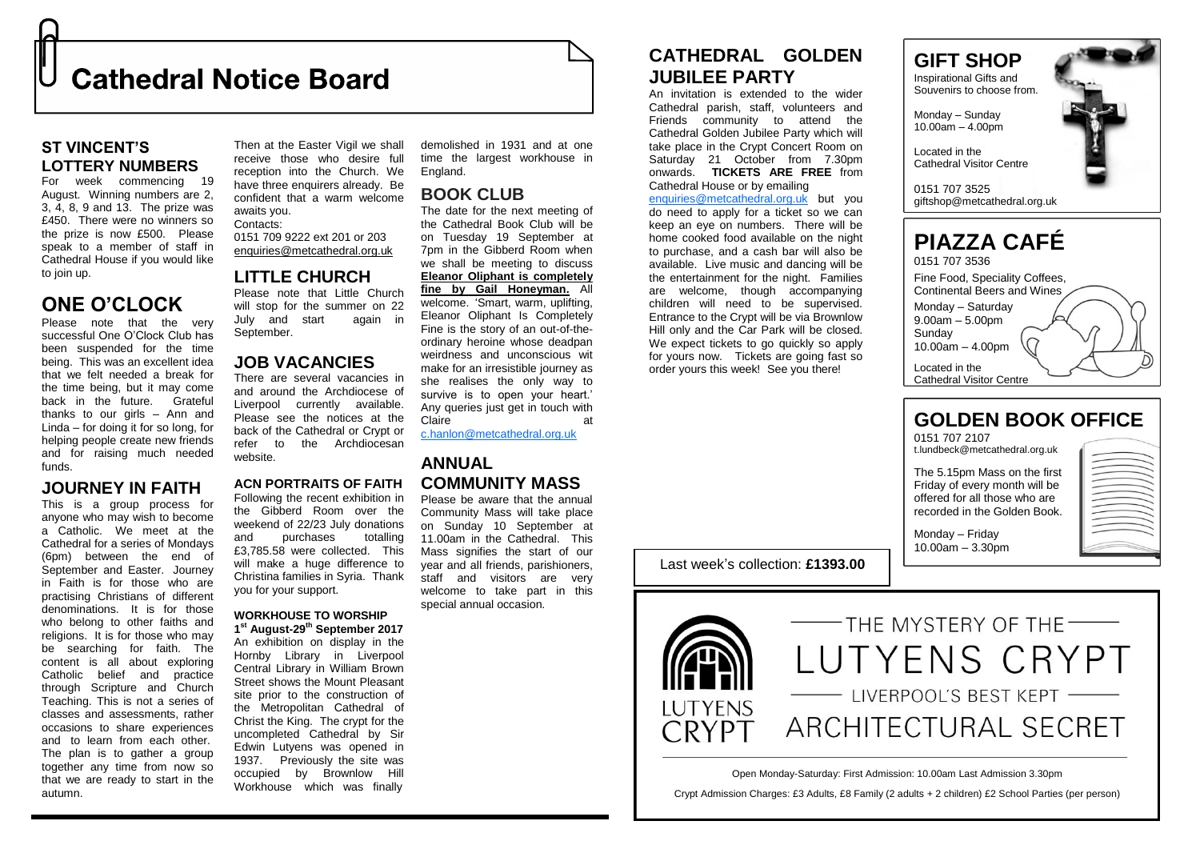# Cathedral Notice Board

## ST VINCENT'S LOTTERY NUMBERS

For week commencing 19 August. Winning numbers are 2, 3, 4, 8, 9 and 13. The prize was £450. There were no winners so the prize is now £500. Please speak to a member of staff in Cathedral House if you would like to join up.

## ONE O'CLOCK

Please note that the very successful One O'Clock Club has been suspended for the time being. This was an excellent idea that we felt needed a break for the time being, but it may come back in the future. Grateful thanks to our girls – Ann and Linda – for doing it for so long, for helping people create new friends and for raising much needed funds.

## JOURNEY IN FAITH

This is a group process for anyone who may wish to become a Catholic. We meet at the Cathedral for a series of Mondays (6pm) between the end of September and Easter. Journey in Faith is for those who are practising Christians of different denominations. It is for those who belong to other faiths and religions. It is for those who may be searching for faith. The content is all about exploring Catholic belief and practice through Scripture and Church Teaching. This is not a series of classes and assessments, rather occasions to share experiences and to learn from each other. The plan is to gather a group together any time from now so that we are ready to start in the autumn.

Then at the Easter Vigil we shall receive those who desire full reception into the Church. We have three enquirers already. Be confident that a warm welcome awaits you.

Contacts:
0151 709 9222 ext 201 or 203
enquiries@metcathedral.org.uk

## LITTLE CHURCH

Please note that Little Church will stop for the summer on 22 July and start again in September.

## JOB VACANCIES

There are several vacancies in and around the Archdiocese of Liverpool currently available. Please see the notices at the back of the Cathedral or Crypt or refer to the Archdiocesan website.

### ACN PORTRAITS OF FAITH

Following the recent exhibition in the Gibberd Room over the weekend of 22/23 July donations and purchases totalling £3,785.58 were collected. This will make a huge difference to Christina families in Syria. Thank you for your support.

### WORKHOUSE TO WORSHIP

**1st August-29th September 2017**

An exhibition on display in the Hornby Library in Liverpool Central Library in William Brown Street shows the Mount Pleasant site prior to the construction of the Metropolitan Cathedral of Christ the King. The crypt for the uncompleted Cathedral by Sir Edwin Lutyens was opened in 1937. Previously the site was occupied by Brownlow Hill Workhouse which was finally demolished in 1931 and at one time the largest workhouse in England.

## BOOK CLUB

The date for the next meeting of the Cathedral Book Club will be on Tuesday 19 September at 7pm in the Gibberd Room when we shall be meeting to discuss **Eleanor Oliphant is completely fine by Gail Honeyman.** All welcome. 'Smart, warm, uplifting, Eleanor Oliphant Is Completely Fine is the story of an out-of-the-ordinary heroine whose deadpan weirdness and unconscious wit make for an irresistible journey as she realises the only way to survive is to open your heart.' Any queries just get in touch with Claire at c.hanlon@metcathedral.org.uk

## ANNUAL COMMUNITY MASS

Please be aware that the annual Community Mass will take place on Sunday 10 September at 11.00am in the Cathedral. This Mass signifies the start of our year and all friends, parishioners, staff and visitors are very welcome to take part in this special annual occasion.

## CATHEDRAL GOLDEN JUBILEE PARTY

An invitation is extended to the wider Cathedral parish, staff, volunteers and Friends community to attend the Cathedral Golden Jubilee Party which will take place in the Crypt Concert Room on Saturday 21 October from 7.30pm onwards. **TICKETS ARE FREE** from Cathedral House or by emailing enquiries@metcathedral.org.uk but you do need to apply for a ticket so we can keep an eye on numbers. There will be home cooked food available on the night to purchase, and a cash bar will also be available. Live music and dancing will be the entertainment for the night. Families are welcome, though accompanying children will need to be supervised. Entrance to the Crypt will be via Brownlow Hill only and the Car Park will be closed. We expect tickets to go quickly so apply for yours now. Tickets are going fast so order yours this week! See you there!

Last week's collection: **£1393.00**

## GIFT SHOP

Inspirational Gifts and Souvenirs to choose from.

Monday – Sunday
10.00am – 4.00pm

Located in the Cathedral Visitor Centre

0151 707 3525
giftshop@metcathedral.org.uk

## PIAZZA CAFÉ

0151 707 3536

Fine Food, Speciality Coffees, Continental Beers and Wines

Monday – Saturday
9.00am – 5.00pm
Sunday
10.00am – 4.00pm

Located in the Cathedral Visitor Centre

## GOLDEN BOOK OFFICE

0151 707 2107
t.lundbeck@metcathedral.org.uk

The 5.15pm Mass on the first Friday of every month will be offered for all those who are recorded in the Golden Book.

Monday – Friday
10.00am – 3.30pm

LUTYENS CRYPT

THE MYSTERY OF THE LUTYENS CRYPT
LIVERPOOL'S BEST KEPT ARCHITECTURAL SECRET

Open Monday-Saturday: First Admission: 10.00am Last Admission 3.30pm

Crypt Admission Charges: £3 Adults, £8 Family (2 adults + 2 children) £2 School Parties (per person)